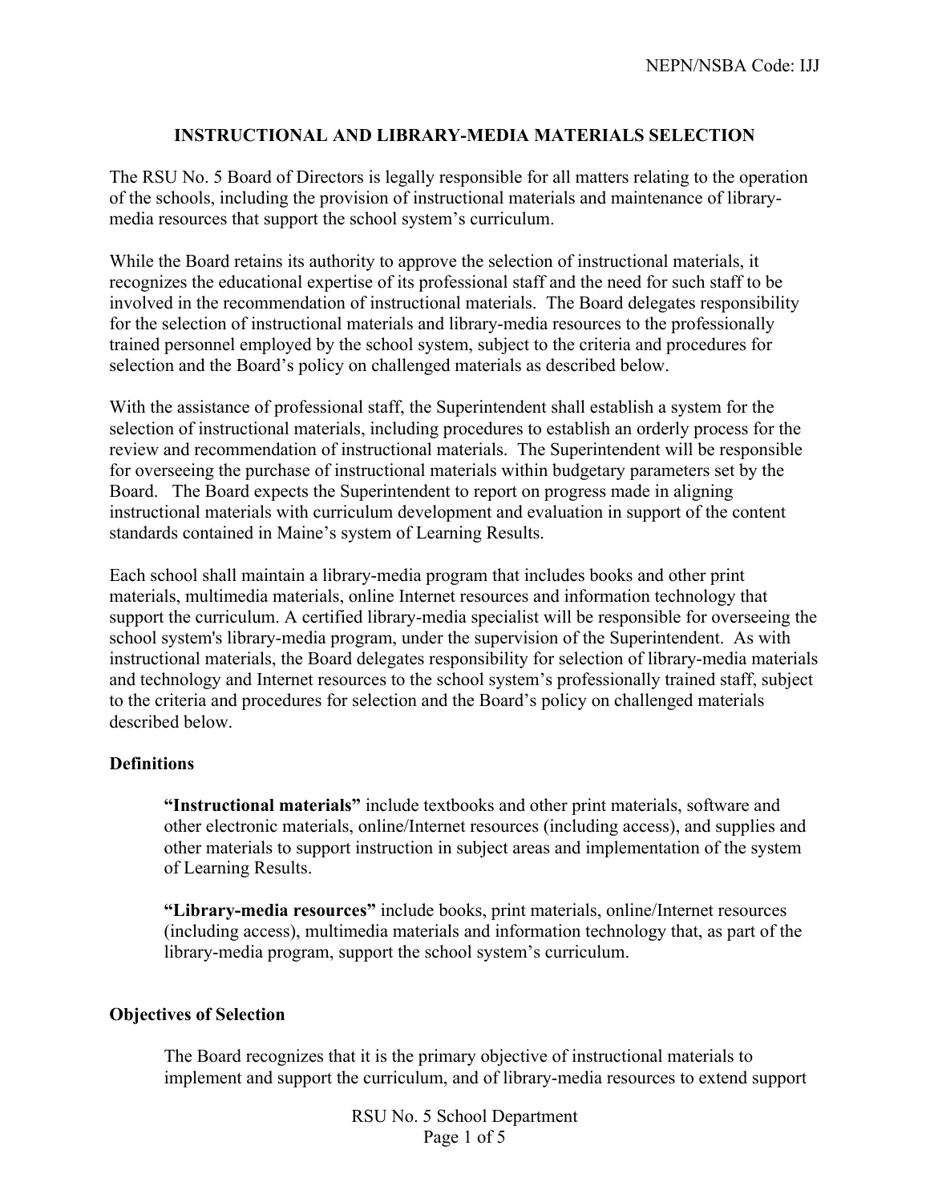# INSTRUCTIONAL AND LIBRARY-MEDIA MATERIALS SELECTION

The RSU No. 5 Board of Directors is legally responsible for all matters relating to the operation of the schools, including the provision of instructional materials and maintenance of library-media resources that support the school system's curriculum.

While the Board retains its authority to approve the selection of instructional materials, it recognizes the educational expertise of its professional staff and the need for such staff to be involved in the recommendation of instructional materials. The Board delegates responsibility for the selection of instructional materials and library-media resources to the professionally trained personnel employed by the school system, subject to the criteria and procedures for selection and the Board's policy on challenged materials as described below.

With the assistance of professional staff, the Superintendent shall establish a system for the selection of instructional materials, including procedures to establish an orderly process for the review and recommendation of instructional materials. The Superintendent will be responsible for overseeing the purchase of instructional materials within budgetary parameters set by the Board. The Board expects the Superintendent to report on progress made in aligning instructional materials with curriculum development and evaluation in support of the content standards contained in Maine's system of Learning Results.

Each school shall maintain a library-media program that includes books and other print materials, multimedia materials, online Internet resources and information technology that support the curriculum. A certified library-media specialist will be responsible for overseeing the school system's library-media program, under the supervision of the Superintendent. As with instructional materials, the Board delegates responsibility for selection of library-media materials and technology and Internet resources to the school system's professionally trained staff, subject to the criteria and procedures for selection and the Board's policy on challenged materials described below.

## Definitions

**"Instructional materials"** include textbooks and other print materials, software and other electronic materials, online/Internet resources (including access), and supplies and other materials to support instruction in subject areas and implementation of the system of Learning Results.

**"Library-media resources"** include books, print materials, online/Internet resources (including access), multimedia materials and information technology that, as part of the library-media program, support the school system's curriculum.

## Objectives of Selection

The Board recognizes that it is the primary objective of instructional materials to implement and support the curriculum, and of library-media resources to extend support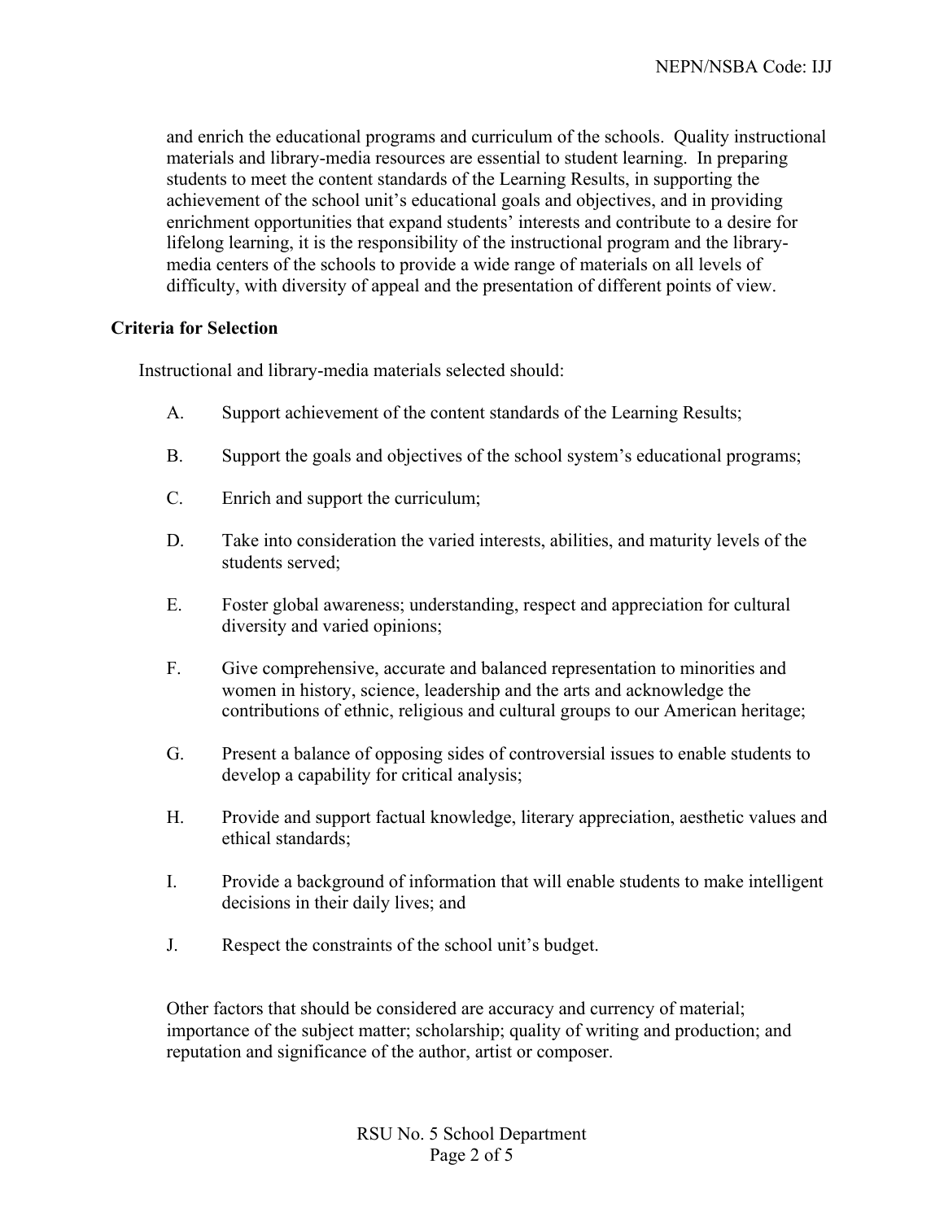and enrich the educational programs and curriculum of the schools. Quality instructional materials and library-media resources are essential to student learning. In preparing students to meet the content standards of the Learning Results, in supporting the achievement of the school unit's educational goals and objectives, and in providing enrichment opportunities that expand students' interests and contribute to a desire for lifelong learning, it is the responsibility of the instructional program and the library-media centers of the schools to provide a wide range of materials on all levels of difficulty, with diversity of appeal and the presentation of different points of view.

## Criteria for Selection

Instructional and library-media materials selected should:

A. Support achievement of the content standards of the Learning Results;

B. Support the goals and objectives of the school system's educational programs;

C. Enrich and support the curriculum;

D. Take into consideration the varied interests, abilities, and maturity levels of the students served;

E. Foster global awareness; understanding, respect and appreciation for cultural diversity and varied opinions;

F. Give comprehensive, accurate and balanced representation to minorities and women in history, science, leadership and the arts and acknowledge the contributions of ethnic, religious and cultural groups to our American heritage;

G. Present a balance of opposing sides of controversial issues to enable students to develop a capability for critical analysis;

H. Provide and support factual knowledge, literary appreciation, aesthetic values and ethical standards;

I. Provide a background of information that will enable students to make intelligent decisions in their daily lives; and

J. Respect the constraints of the school unit's budget.

Other factors that should be considered are accuracy and currency of material; importance of the subject matter; scholarship; quality of writing and production; and reputation and significance of the author, artist or composer.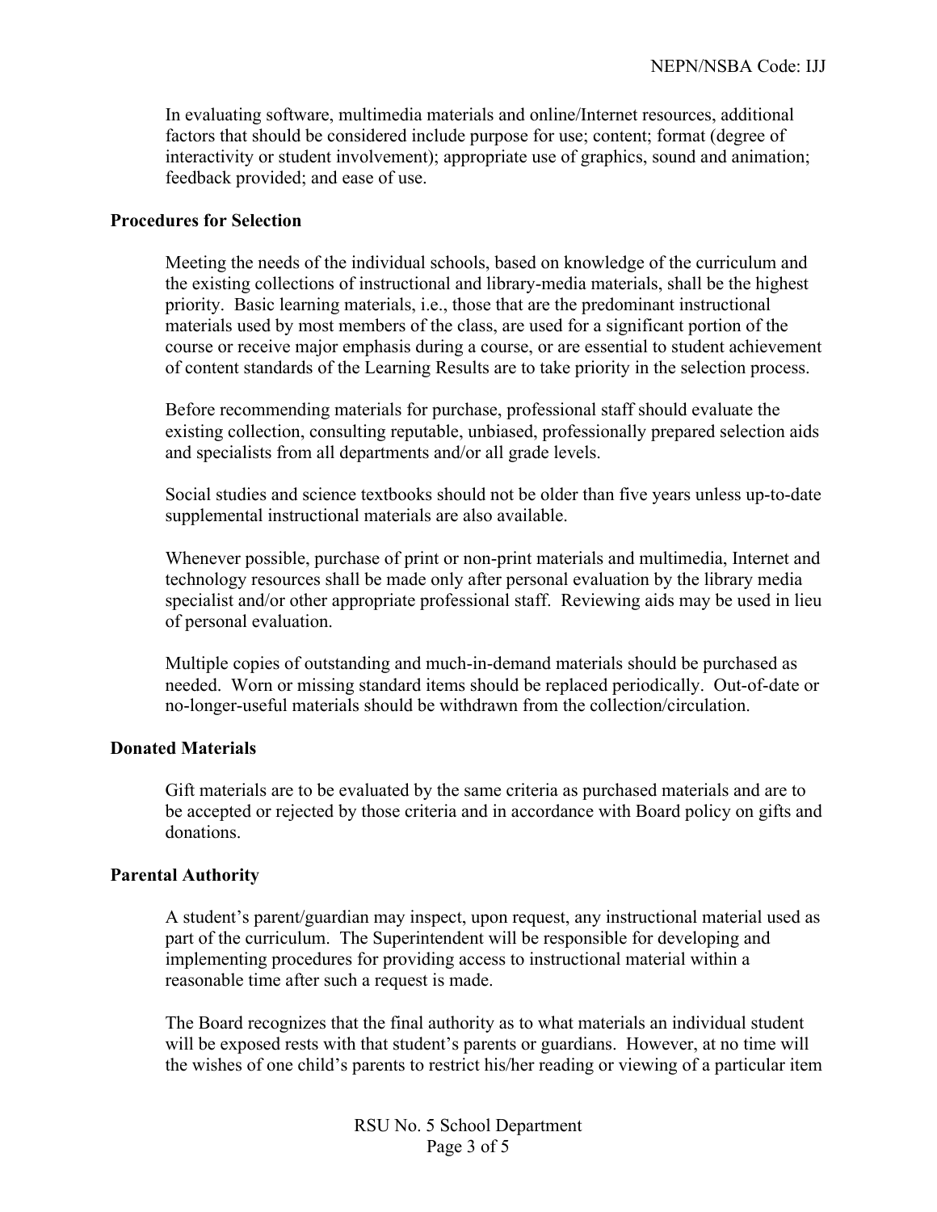In evaluating software, multimedia materials and online/Internet resources, additional factors that should be considered include purpose for use; content; format (degree of interactivity or student involvement); appropriate use of graphics, sound and animation; feedback provided; and ease of use.

**Procedures for Selection**

Meeting the needs of the individual schools, based on knowledge of the curriculum and the existing collections of instructional and library-media materials, shall be the highest priority. Basic learning materials, i.e., those that are the predominant instructional materials used by most members of the class, are used for a significant portion of the course or receive major emphasis during a course, or are essential to student achievement of content standards of the Learning Results are to take priority in the selection process.

Before recommending materials for purchase, professional staff should evaluate the existing collection, consulting reputable, unbiased, professionally prepared selection aids and specialists from all departments and/or all grade levels.

Social studies and science textbooks should not be older than five years unless up-to-date supplemental instructional materials are also available.

Whenever possible, purchase of print or non-print materials and multimedia, Internet and technology resources shall be made only after personal evaluation by the library media specialist and/or other appropriate professional staff. Reviewing aids may be used in lieu of personal evaluation.

Multiple copies of outstanding and much-in-demand materials should be purchased as needed. Worn or missing standard items should be replaced periodically. Out-of-date or no-longer-useful materials should be withdrawn from the collection/circulation.

**Donated Materials**

Gift materials are to be evaluated by the same criteria as purchased materials and are to be accepted or rejected by those criteria and in accordance with Board policy on gifts and donations.

**Parental Authority**

A student's parent/guardian may inspect, upon request, any instructional material used as part of the curriculum. The Superintendent will be responsible for developing and implementing procedures for providing access to instructional material within a reasonable time after such a request is made.

The Board recognizes that the final authority as to what materials an individual student will be exposed rests with that student's parents or guardians. However, at no time will the wishes of one child's parents to restrict his/her reading or viewing of a particular item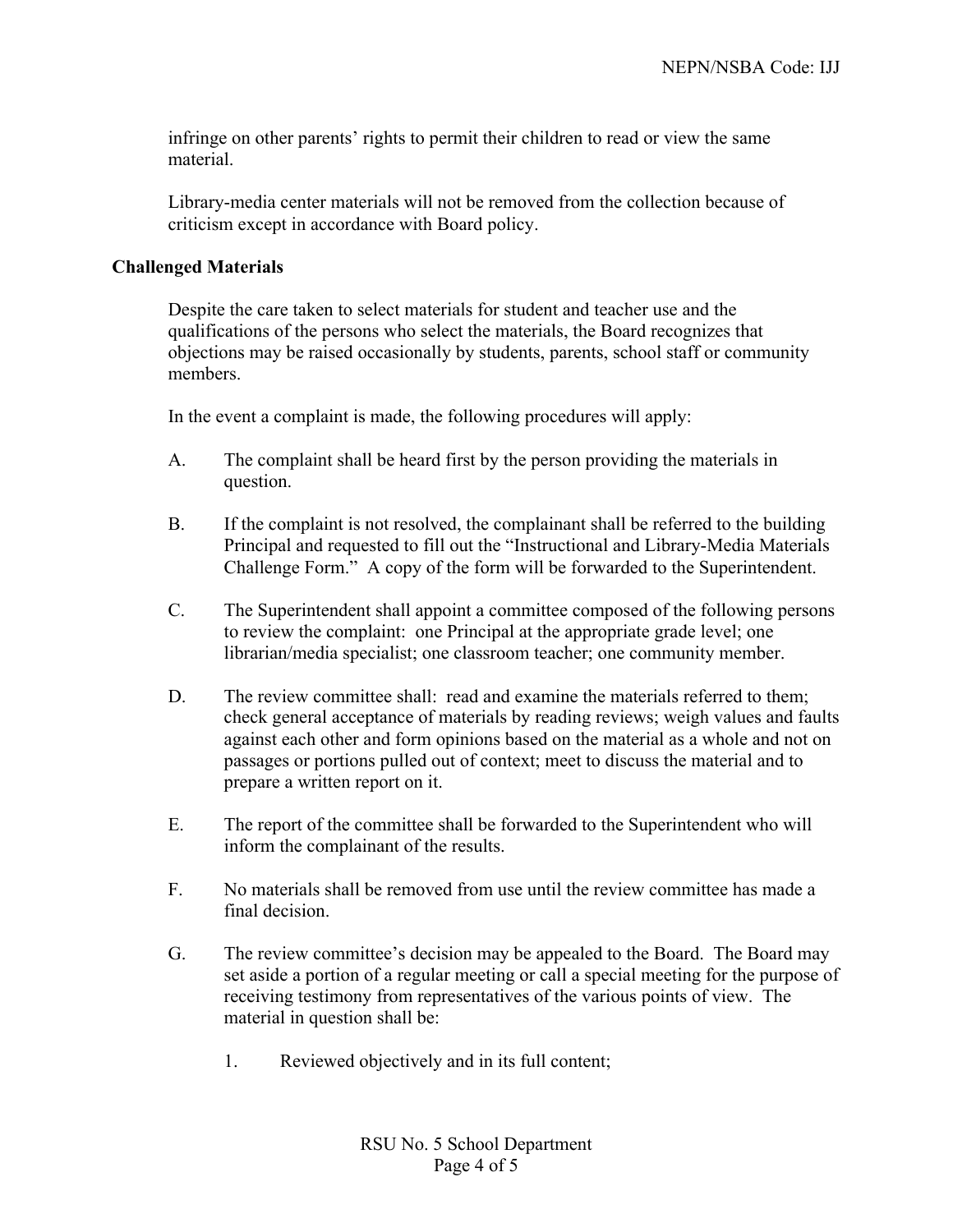infringe on other parents' rights to permit their children to read or view the same material.

Library-media center materials will not be removed from the collection because of criticism except in accordance with Board policy.

**Challenged Materials**

Despite the care taken to select materials for student and teacher use and the qualifications of the persons who select the materials, the Board recognizes that objections may be raised occasionally by students, parents, school staff or community members.

In the event a complaint is made, the following procedures will apply:

A. The complaint shall be heard first by the person providing the materials in question.

B. If the complaint is not resolved, the complainant shall be referred to the building Principal and requested to fill out the "Instructional and Library-Media Materials Challenge Form." A copy of the form will be forwarded to the Superintendent.

C. The Superintendent shall appoint a committee composed of the following persons to review the complaint: one Principal at the appropriate grade level; one librarian/media specialist; one classroom teacher; one community member.

D. The review committee shall: read and examine the materials referred to them; check general acceptance of materials by reading reviews; weigh values and faults against each other and form opinions based on the material as a whole and not on passages or portions pulled out of context; meet to discuss the material and to prepare a written report on it.

E. The report of the committee shall be forwarded to the Superintendent who will inform the complainant of the results.

F. No materials shall be removed from use until the review committee has made a final decision.

G. The review committee's decision may be appealed to the Board. The Board may set aside a portion of a regular meeting or call a special meeting for the purpose of receiving testimony from representatives of the various points of view. The material in question shall be:

    1. Reviewed objectively and in its full content;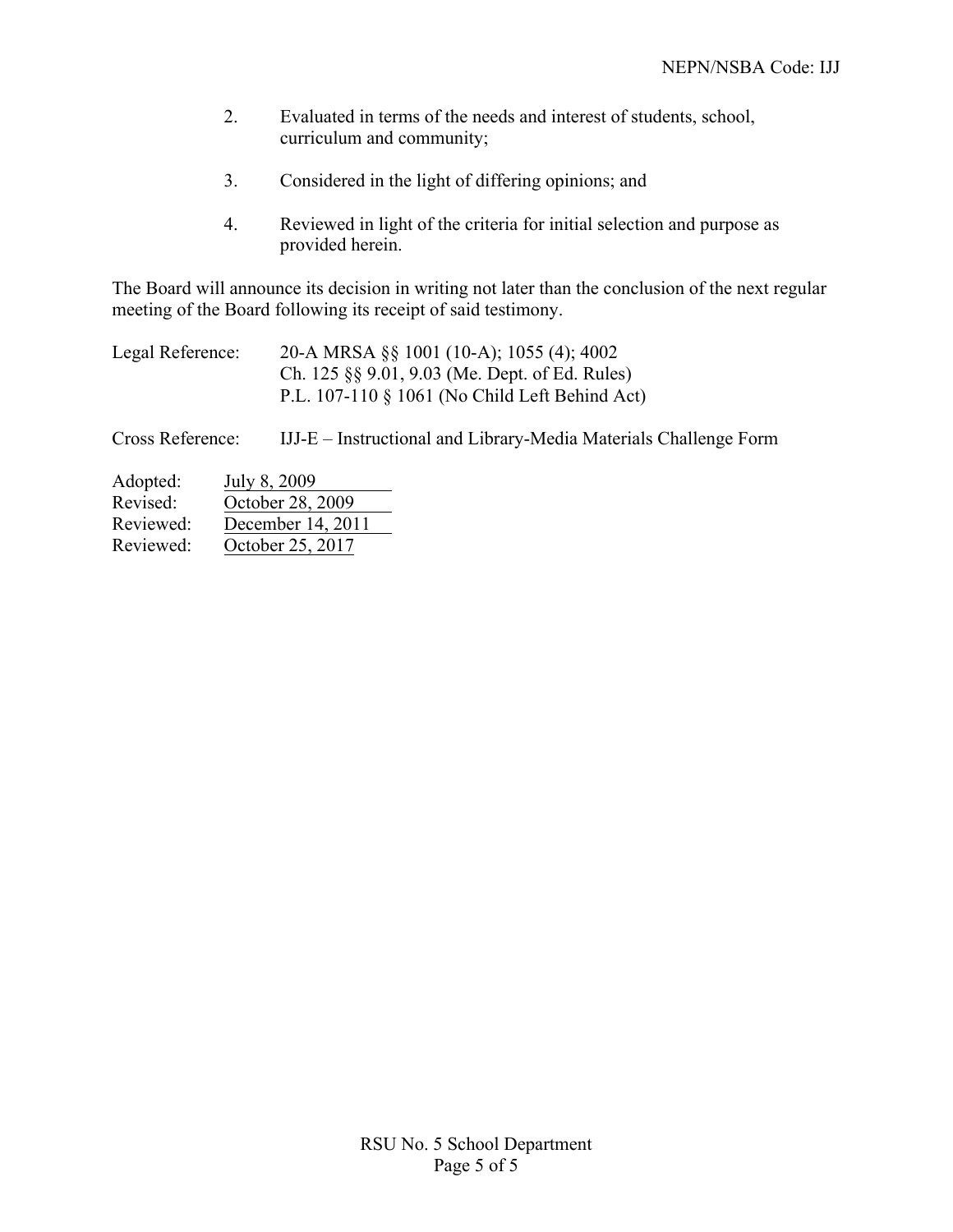2. Evaluated in terms of the needs and interest of students, school, curriculum and community;

3. Considered in the light of differing opinions; and

4. Reviewed in light of the criteria for initial selection and purpose as provided herein.

The Board will announce its decision in writing not later than the conclusion of the next regular meeting of the Board following its receipt of said testimony.

Legal Reference: 20-A MRSA §§ 1001 (10-A); 1055 (4); 4002
Ch. 125 §§ 9.01, 9.03 (Me. Dept. of Ed. Rules)
P.L. 107-110 § 1061 (No Child Left Behind Act)

Cross Reference: IJJ-E – Instructional and Library-Media Materials Challenge Form

Adopted: July 8, 2009
Revised: October 28, 2009
Reviewed: December 14, 2011
Reviewed: October 25, 2017